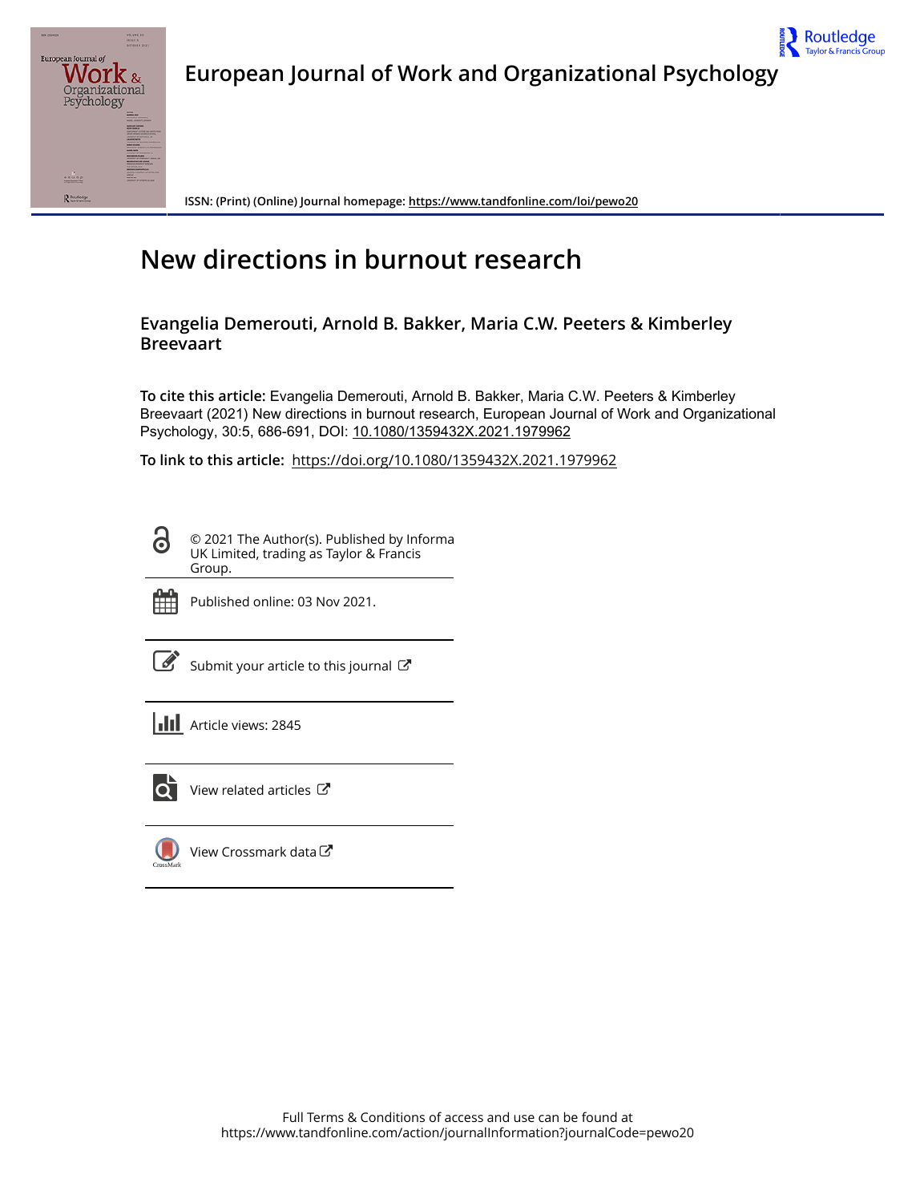# European Journal of Work and Organizational Psychology

ISSN: (Print) (Online) Journal homepage: https://www.tandfonline.com/loi/pewo20

# New directions in burnout research

**Evangelia Demerouti, Arnold B. Bakker, Maria C.W. Peeters & Kimberley Breevaart**

**To cite this article:** Evangelia Demerouti, Arnold B. Bakker, Maria C.W. Peeters & Kimberley Breevaart (2021) New directions in burnout research, European Journal of Work and Organizational Psychology, 30:5, 686-691, DOI: 10.1080/1359432X.2021.1979962

**To link to this article:** https://doi.org/10.1080/1359432X.2021.1979962

© 2021 The Author(s). Published by Informa UK Limited, trading as Taylor & Francis Group.

Published online: 03 Nov 2021.

Submit your article to this journal

Article views: 2845

View related articles

View Crossmark data

Full Terms & Conditions of access and use can be found at https://www.tandfonline.com/action/journalInformation?journalCode=pewo20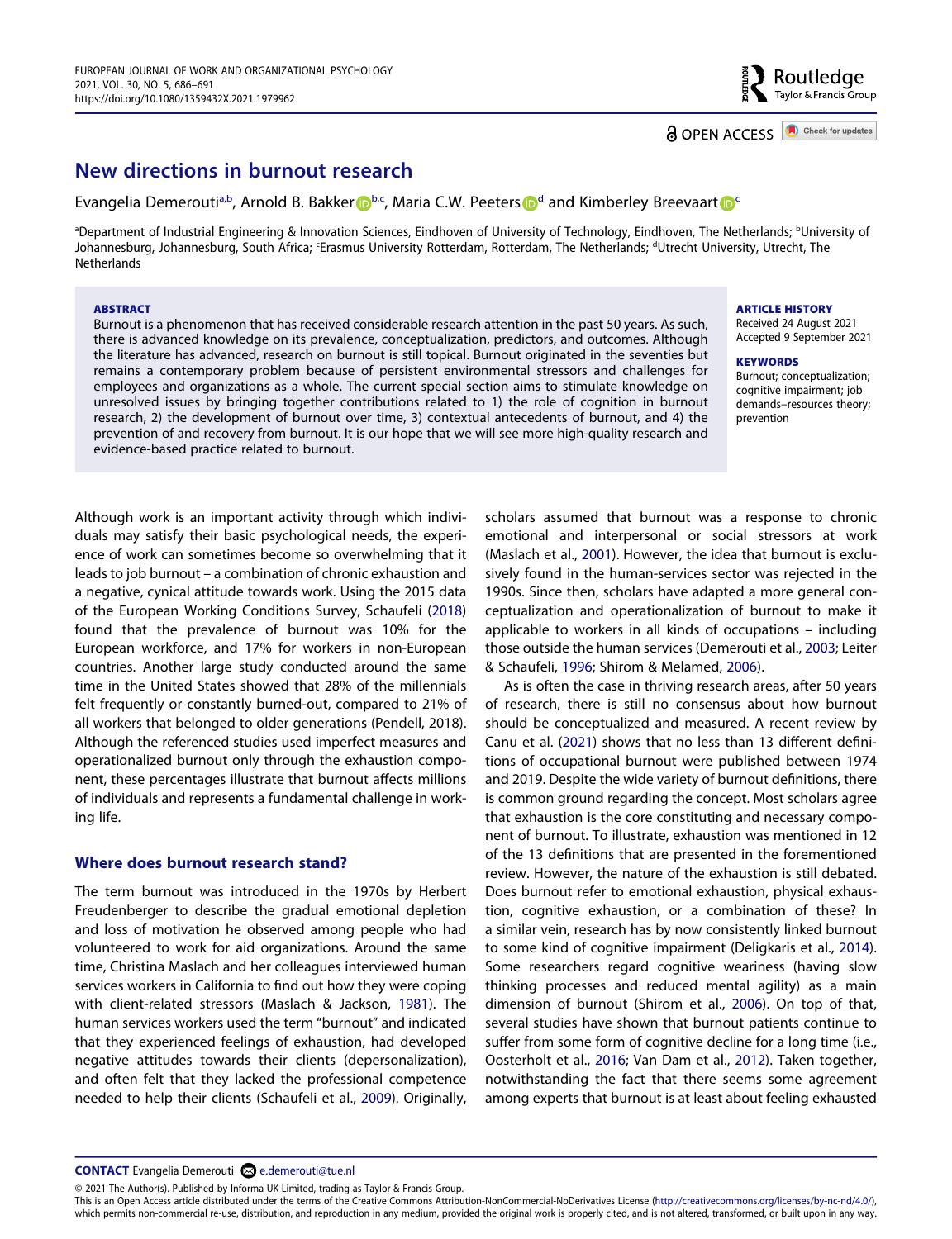# New directions in burnout research

Evangelia Demerouti[a,b], Arnold B. Bakker[b,c], Maria C.W. Peeters[d] and Kimberley Breevaart[c]

[a]Department of Industrial Engineering & Innovation Sciences, Eindhoven of University of Technology, Eindhoven, The Netherlands; [b]University of Johannesburg, Johannesburg, South Africa; [c]Erasmus University Rotterdam, Rotterdam, The Netherlands; [d]Utrecht University, Utrecht, The Netherlands

**ABSTRACT**

Burnout is a phenomenon that has received considerable research attention in the past 50 years. As such, there is advanced knowledge on its prevalence, conceptualization, predictors, and outcomes. Although the literature has advanced, research on burnout is still topical. Burnout originated in the seventies but remains a contemporary problem because of persistent environmental stressors and challenges for employees and organizations as a whole. The current special section aims to stimulate knowledge on unresolved issues by bringing together contributions related to 1) the role of cognition in burnout research, 2) the development of burnout over time, 3) contextual antecedents of burnout, and 4) the prevention of and recovery from burnout. It is our hope that we will see more high-quality research and evidence-based practice related to burnout.

**ARTICLE HISTORY**
Received 24 August 2021
Accepted 9 September 2021

**KEYWORDS**
Burnout; conceptualization; cognitive impairment; job demands–resources theory; prevention

Although work is an important activity through which individuals may satisfy their basic psychological needs, the experience of work can sometimes become so overwhelming that it leads to job burnout – a combination of chronic exhaustion and a negative, cynical attitude towards work. Using the 2015 data of the European Working Conditions Survey, Schaufeli (2018) found that the prevalence of burnout was 10% for the European workforce, and 17% for workers in non-European countries. Another large study conducted around the same time in the United States showed that 28% of the millennials felt frequently or constantly burned-out, compared to 21% of all workers that belonged to older generations (Pendell, 2018). Although the referenced studies used imperfect measures and operationalized burnout only through the exhaustion component, these percentages illustrate that burnout affects millions of individuals and represents a fundamental challenge in working life.

## Where does burnout research stand?

The term burnout was introduced in the 1970s by Herbert Freudenberger to describe the gradual emotional depletion and loss of motivation he observed among people who had volunteered to work for aid organizations. Around the same time, Christina Maslach and her colleagues interviewed human services workers in California to find out how they were coping with client-related stressors (Maslach & Jackson, 1981). The human services workers used the term "burnout" and indicated that they experienced feelings of exhaustion, had developed negative attitudes towards their clients (depersonalization), and often felt that they lacked the professional competence needed to help their clients (Schaufeli et al., 2009). Originally, scholars assumed that burnout was a response to chronic emotional and interpersonal or social stressors at work (Maslach et al., 2001). However, the idea that burnout is exclusively found in the human-services sector was rejected in the 1990s. Since then, scholars have adapted a more general conceptualization and operationalization of burnout to make it applicable to workers in all kinds of occupations – including those outside the human services (Demerouti et al., 2003; Leiter & Schaufeli, 1996; Shirom & Melamed, 2006).

As is often the case in thriving research areas, after 50 years of research, there is still no consensus about how burnout should be conceptualized and measured. A recent review by Canu et al. (2021) shows that no less than 13 different definitions of occupational burnout were published between 1974 and 2019. Despite the wide variety of burnout definitions, there is common ground regarding the concept. Most scholars agree that exhaustion is the core constituting and necessary component of burnout. To illustrate, exhaustion was mentioned in 12 of the 13 definitions that are presented in the forementioned review. However, the nature of the exhaustion is still debated. Does burnout refer to emotional exhaustion, physical exhaustion, cognitive exhaustion, or a combination of these? In a similar vein, research has by now consistently linked burnout to some kind of cognitive impairment (Deligkaris et al., 2014). Some researchers regard cognitive weariness (having slow thinking processes and reduced mental agility) as a main dimension of burnout (Shirom et al., 2006). On top of that, several studies have shown that burnout patients continue to suffer from some form of cognitive decline for a long time (i.e., Oosterholt et al., 2016; Van Dam et al., 2012). Taken together, notwithstanding the fact that there seems some agreement among experts that burnout is at least about feeling exhausted

**CONTACT** Evangelia Demerouti e.demerouti@tue.nl

© 2021 The Author(s). Published by Informa UK Limited, trading as Taylor & Francis Group.
This is an Open Access article distributed under the terms of the Creative Commons Attribution-NonCommercial-NoDerivatives License (http://creativecommons.org/licenses/by-nc-nd/4.0/), which permits non-commercial re-use, distribution, and reproduction in any medium, provided the original work is properly cited, and is not altered, transformed, or built upon in any way.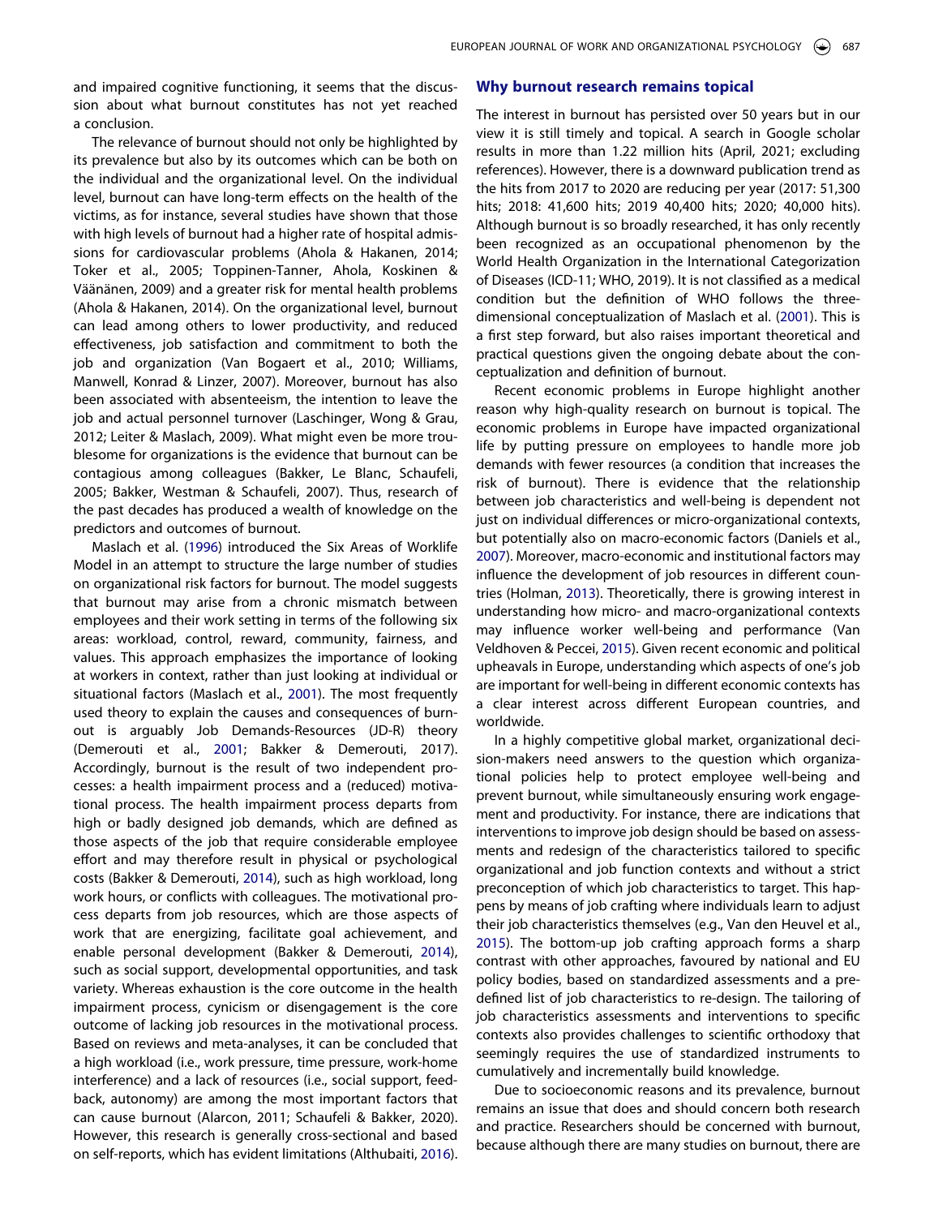and impaired cognitive functioning, it seems that the discussion about what burnout constitutes has not yet reached a conclusion.

The relevance of burnout should not only be highlighted by its prevalence but also by its outcomes which can be both on the individual and the organizational level. On the individual level, burnout can have long-term effects on the health of the victims, as for instance, several studies have shown that those with high levels of burnout had a higher rate of hospital admissions for cardiovascular problems (Ahola & Hakanen, 2014; Toker et al., 2005; Toppinen-Tanner, Ahola, Koskinen & Väänänen, 2009) and a greater risk for mental health problems (Ahola & Hakanen, 2014). On the organizational level, burnout can lead among others to lower productivity, and reduced effectiveness, job satisfaction and commitment to both the job and organization (Van Bogaert et al., 2010; Williams, Manwell, Konrad & Linzer, 2007). Moreover, burnout has also been associated with absenteeism, the intention to leave the job and actual personnel turnover (Laschinger, Wong & Grau, 2012; Leiter & Maslach, 2009). What might even be more troublesome for organizations is the evidence that burnout can be contagious among colleagues (Bakker, Le Blanc, Schaufeli, 2005; Bakker, Westman & Schaufeli, 2007). Thus, research of the past decades has produced a wealth of knowledge on the predictors and outcomes of burnout.

Maslach et al. (1996) introduced the Six Areas of Worklife Model in an attempt to structure the large number of studies on organizational risk factors for burnout. The model suggests that burnout may arise from a chronic mismatch between employees and their work setting in terms of the following six areas: workload, control, reward, community, fairness, and values. This approach emphasizes the importance of looking at workers in context, rather than just looking at individual or situational factors (Maslach et al., 2001). The most frequently used theory to explain the causes and consequences of burnout is arguably Job Demands-Resources (JD-R) theory (Demerouti et al., 2001; Bakker & Demerouti, 2017). Accordingly, burnout is the result of two independent processes: a health impairment process and a (reduced) motivational process. The health impairment process departs from high or badly designed job demands, which are defined as those aspects of the job that require considerable employee effort and may therefore result in physical or psychological costs (Bakker & Demerouti, 2014), such as high workload, long work hours, or conflicts with colleagues. The motivational process departs from job resources, which are those aspects of work that are energizing, facilitate goal achievement, and enable personal development (Bakker & Demerouti, 2014), such as social support, developmental opportunities, and task variety. Whereas exhaustion is the core outcome in the health impairment process, cynicism or disengagement is the core outcome of lacking job resources in the motivational process. Based on reviews and meta-analyses, it can be concluded that a high workload (i.e., work pressure, time pressure, work-home interference) and a lack of resources (i.e., social support, feedback, autonomy) are among the most important factors that can cause burnout (Alarcon, 2011; Schaufeli & Bakker, 2020). However, this research is generally cross-sectional and based on self-reports, which has evident limitations (Althubaiti, 2016).

## Why burnout research remains topical

The interest in burnout has persisted over 50 years but in our view it is still timely and topical. A search in Google scholar results in more than 1.22 million hits (April, 2021; excluding references). However, there is a downward publication trend as the hits from 2017 to 2020 are reducing per year (2017: 51,300 hits; 2018: 41,600 hits; 2019 40,400 hits; 2020; 40,000 hits). Although burnout is so broadly researched, it has only recently been recognized as an occupational phenomenon by the World Health Organization in the International Categorization of Diseases (ICD-11; WHO, 2019). It is not classified as a medical condition but the definition of WHO follows the three-dimensional conceptualization of Maslach et al. (2001). This is a first step forward, but also raises important theoretical and practical questions given the ongoing debate about the conceptualization and definition of burnout.

Recent economic problems in Europe highlight another reason why high-quality research on burnout is topical. The economic problems in Europe have impacted organizational life by putting pressure on employees to handle more job demands with fewer resources (a condition that increases the risk of burnout). There is evidence that the relationship between job characteristics and well-being is dependent not just on individual differences or micro-organizational contexts, but potentially also on macro-economic factors (Daniels et al., 2007). Moreover, macro-economic and institutional factors may influence the development of job resources in different countries (Holman, 2013). Theoretically, there is growing interest in understanding how micro- and macro-organizational contexts may influence worker well-being and performance (Van Veldhoven & Peccei, 2015). Given recent economic and political upheavals in Europe, understanding which aspects of one's job are important for well-being in different economic contexts has a clear interest across different European countries, and worldwide.

In a highly competitive global market, organizational decision-makers need answers to the question which organizational policies help to protect employee well-being and prevent burnout, while simultaneously ensuring work engagement and productivity. For instance, there are indications that interventions to improve job design should be based on assessments and redesign of the characteristics tailored to specific organizational and job function contexts and without a strict preconception of which job characteristics to target. This happens by means of job crafting where individuals learn to adjust their job characteristics themselves (e.g., Van den Heuvel et al., 2015). The bottom-up job crafting approach forms a sharp contrast with other approaches, favoured by national and EU policy bodies, based on standardized assessments and a pre-defined list of job characteristics to re-design. The tailoring of job characteristics assessments and interventions to specific contexts also provides challenges to scientific orthodoxy that seemingly requires the use of standardized instruments to cumulatively and incrementally build knowledge.

Due to socioeconomic reasons and its prevalence, burnout remains an issue that does and should concern both research and practice. Researchers should be concerned with burnout, because although there are many studies on burnout, there are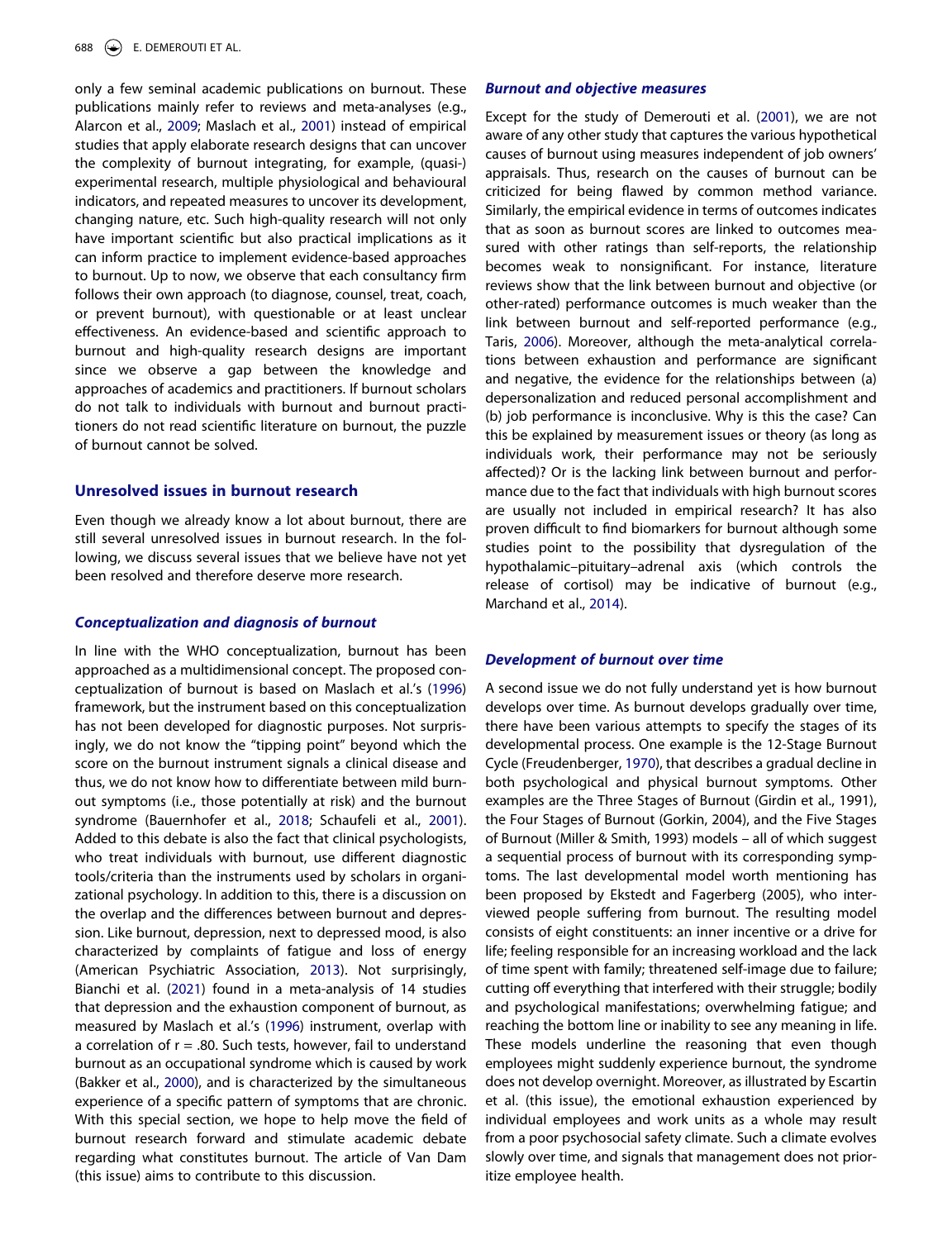only a few seminal academic publications on burnout. These publications mainly refer to reviews and meta-analyses (e.g., Alarcon et al., 2009; Maslach et al., 2001) instead of empirical studies that apply elaborate research designs that can uncover the complexity of burnout integrating, for example, (quasi-) experimental research, multiple physiological and behavioural indicators, and repeated measures to uncover its development, changing nature, etc. Such high-quality research will not only have important scientific but also practical implications as it can inform practice to implement evidence-based approaches to burnout. Up to now, we observe that each consultancy firm follows their own approach (to diagnose, counsel, treat, coach, or prevent burnout), with questionable or at least unclear effectiveness. An evidence-based and scientific approach to burnout and high-quality research designs are important since we observe a gap between the knowledge and approaches of academics and practitioners. If burnout scholars do not talk to individuals with burnout and burnout practitioners do not read scientific literature on burnout, the puzzle of burnout cannot be solved.

## Unresolved issues in burnout research

Even though we already know a lot about burnout, there are still several unresolved issues in burnout research. In the following, we discuss several issues that we believe have not yet been resolved and therefore deserve more research.

### *Conceptualization and diagnosis of burnout*

In line with the WHO conceptualization, burnout has been approached as a multidimensional concept. The proposed conceptualization of burnout is based on Maslach et al.'s (1996) framework, but the instrument based on this conceptualization has not been developed for diagnostic purposes. Not surprisingly, we do not know the "tipping point" beyond which the score on the burnout instrument signals a clinical disease and thus, we do not know how to differentiate between mild burnout symptoms (i.e., those potentially at risk) and the burnout syndrome (Bauernhofer et al., 2018; Schaufeli et al., 2001). Added to this debate is also the fact that clinical psychologists, who treat individuals with burnout, use different diagnostic tools/criteria than the instruments used by scholars in organizational psychology. In addition to this, there is a discussion on the overlap and the differences between burnout and depression. Like burnout, depression, next to depressed mood, is also characterized by complaints of fatigue and loss of energy (American Psychiatric Association, 2013). Not surprisingly, Bianchi et al. (2021) found in a meta-analysis of 14 studies that depression and the exhaustion component of burnout, as measured by Maslach et al.'s (1996) instrument, overlap with a correlation of r = .80. Such tests, however, fail to understand burnout as an occupational syndrome which is caused by work (Bakker et al., 2000), and is characterized by the simultaneous experience of a specific pattern of symptoms that are chronic. With this special section, we hope to help move the field of burnout research forward and stimulate academic debate regarding what constitutes burnout. The article of Van Dam (this issue) aims to contribute to this discussion.

### *Burnout and objective measures*

Except for the study of Demerouti et al. (2001), we are not aware of any other study that captures the various hypothetical causes of burnout using measures independent of job owners' appraisals. Thus, research on the causes of burnout can be criticized for being flawed by common method variance. Similarly, the empirical evidence in terms of outcomes indicates that as soon as burnout scores are linked to outcomes measured with other ratings than self-reports, the relationship becomes weak to nonsignificant. For instance, literature reviews show that the link between burnout and objective (or other-rated) performance outcomes is much weaker than the link between burnout and self-reported performance (e.g., Taris, 2006). Moreover, although the meta-analytical correlations between exhaustion and performance are significant and negative, the evidence for the relationships between (a) depersonalization and reduced personal accomplishment and (b) job performance is inconclusive. Why is this the case? Can this be explained by measurement issues or theory (as long as individuals work, their performance may not be seriously affected)? Or is the lacking link between burnout and performance due to the fact that individuals with high burnout scores are usually not included in empirical research? It has also proven difficult to find biomarkers for burnout although some studies point to the possibility that dysregulation of the hypothalamic–pituitary–adrenal axis (which controls the release of cortisol) may be indicative of burnout (e.g., Marchand et al., 2014).

### *Development of burnout over time*

A second issue we do not fully understand yet is how burnout develops over time. As burnout develops gradually over time, there have been various attempts to specify the stages of its developmental process. One example is the 12-Stage Burnout Cycle (Freudenberger, 1970), that describes a gradual decline in both psychological and physical burnout symptoms. Other examples are the Three Stages of Burnout (Girdin et al., 1991), the Four Stages of Burnout (Gorkin, 2004), and the Five Stages of Burnout (Miller & Smith, 1993) models – all of which suggest a sequential process of burnout with its corresponding symptoms. The last developmental model worth mentioning has been proposed by Ekstedt and Fagerberg (2005), who interviewed people suffering from burnout. The resulting model consists of eight constituents: an inner incentive or a drive for life; feeling responsible for an increasing workload and the lack of time spent with family; threatened self-image due to failure; cutting off everything that interfered with their struggle; bodily and psychological manifestations; overwhelming fatigue; and reaching the bottom line or inability to see any meaning in life. These models underline the reasoning that even though employees might suddenly experience burnout, the syndrome does not develop overnight. Moreover, as illustrated by Escartin et al. (this issue), the emotional exhaustion experienced by individual employees and work units as a whole may result from a poor psychosocial safety climate. Such a climate evolves slowly over time, and signals that management does not prioritize employee health.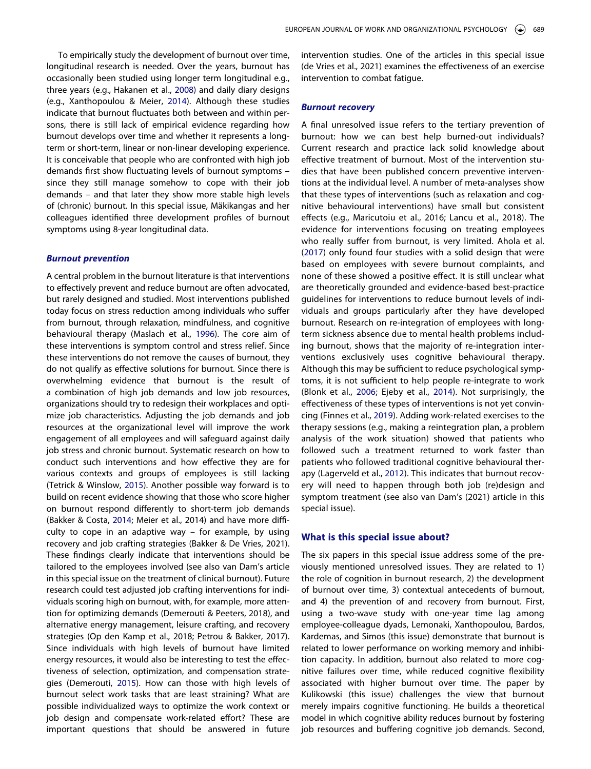To empirically study the development of burnout over time, longitudinal research is needed. Over the years, burnout has occasionally been studied using longer term longitudinal e.g., three years (e.g., Hakanen et al., 2008) and daily diary designs (e.g., Xanthopoulou & Meier, 2014). Although these studies indicate that burnout fluctuates both between and within persons, there is still lack of empirical evidence regarding how burnout develops over time and whether it represents a long-term or short-term, linear or non-linear developing experience. It is conceivable that people who are confronted with high job demands first show fluctuating levels of burnout symptoms – since they still manage somehow to cope with their job demands – and that later they show more stable high levels of (chronic) burnout. In this special issue, Mäkikangas and her colleagues identified three development profiles of burnout symptoms using 8-year longitudinal data.

### *Burnout prevention*

A central problem in the burnout literature is that interventions to effectively prevent and reduce burnout are often advocated, but rarely designed and studied. Most interventions published today focus on stress reduction among individuals who suffer from burnout, through relaxation, mindfulness, and cognitive behavioural therapy (Maslach et al., 1996). The core aim of these interventions is symptom control and stress relief. Since these interventions do not remove the causes of burnout, they do not qualify as effective solutions for burnout. Since there is overwhelming evidence that burnout is the result of a combination of high job demands and low job resources, organizations should try to redesign their workplaces and optimize job characteristics. Adjusting the job demands and job resources at the organizational level will improve the work engagement of all employees and will safeguard against daily job stress and chronic burnout. Systematic research on how to conduct such interventions and how effective they are for various contexts and groups of employees is still lacking (Tetrick & Winslow, 2015). Another possible way forward is to build on recent evidence showing that those who score higher on burnout respond differently to short-term job demands (Bakker & Costa, 2014; Meier et al., 2014) and have more difficulty to cope in an adaptive way – for example, by using recovery and job crafting strategies (Bakker & De Vries, 2021). These findings clearly indicate that interventions should be tailored to the employees involved (see also van Dam's article in this special issue on the treatment of clinical burnout). Future research could test adjusted job crafting interventions for individuals scoring high on burnout, with, for example, more attention for optimizing demands (Demerouti & Peeters, 2018), and alternative energy management, leisure crafting, and recovery strategies (Op den Kamp et al., 2018; Petrou & Bakker, 2017). Since individuals with high levels of burnout have limited energy resources, it would also be interesting to test the effectiveness of selection, optimization, and compensation strategies (Demerouti, 2015). How can those with high levels of burnout select work tasks that are least straining? What are possible individualized ways to optimize the work context or job design and compensate work-related effort? These are important questions that should be answered in future intervention studies. One of the articles in this special issue (de Vries et al., 2021) examines the effectiveness of an exercise intervention to combat fatigue.

### *Burnout recovery*

A final unresolved issue refers to the tertiary prevention of burnout: how we can best help burned-out individuals? Current research and practice lack solid knowledge about effective treatment of burnout. Most of the intervention studies that have been published concern preventive interventions at the individual level. A number of meta-analyses show that these types of interventions (such as relaxation and cognitive behavioural interventions) have small but consistent effects (e.g., Maricutoiu et al., 2016; Lancu et al., 2018). The evidence for interventions focusing on treating employees who really suffer from burnout, is very limited. Ahola et al. (2017) only found four studies with a solid design that were based on employees with severe burnout complaints, and none of these showed a positive effect. It is still unclear what are theoretically grounded and evidence-based best-practice guidelines for interventions to reduce burnout levels of individuals and groups particularly after they have developed burnout. Research on re-integration of employees with long-term sickness absence due to mental health problems including burnout, shows that the majority of re-integration interventions exclusively uses cognitive behavioural therapy. Although this may be sufficient to reduce psychological symptoms, it is not sufficient to help people re-integrate to work (Blonk et al., 2006; Ejeby et al., 2014). Not surprisingly, the effectiveness of these types of interventions is not yet convincing (Finnes et al., 2019). Adding work-related exercises to the therapy sessions (e.g., making a reintegration plan, a problem analysis of the work situation) showed that patients who followed such a treatment returned to work faster than patients who followed traditional cognitive behavioural therapy (Lagerveld et al., 2012). This indicates that burnout recovery will need to happen through both job (re)design and symptom treatment (see also van Dam's (2021) article in this special issue).

## What is this special issue about?

The six papers in this special issue address some of the previously mentioned unresolved issues. They are related to 1) the role of cognition in burnout research, 2) the development of burnout over time, 3) contextual antecedents of burnout, and 4) the prevention of and recovery from burnout. First, using a two-wave study with one-year time lag among employee-colleague dyads, Lemonaki, Xanthopoulou, Bardos, Kardemas, and Simos (this issue) demonstrate that burnout is related to lower performance on working memory and inhibition capacity. In addition, burnout also related to more cognitive failures over time, while reduced cognitive flexibility associated with higher burnout over time. The paper by Kulikowski (this issue) challenges the view that burnout merely impairs cognitive functioning. He builds a theoretical model in which cognitive ability reduces burnout by fostering job resources and buffering cognitive job demands. Second,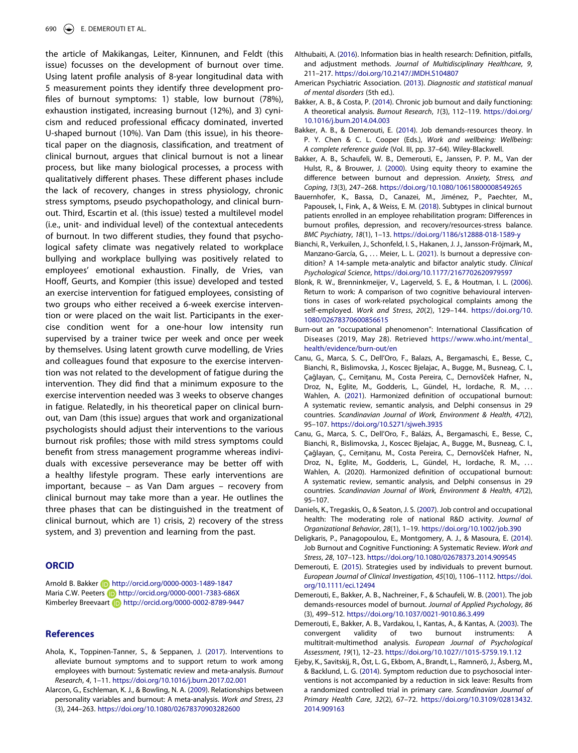the article of Makikangas, Leiter, Kinnunen, and Feldt (this issue) focusses on the development of burnout over time. Using latent profile analysis of 8-year longitudinal data with 5 measurement points they identify three development profiles of burnout symptoms: 1) stable, low burnout (78%), exhaustion instigated, increasing burnout (12%), and 3) cynicism and reduced professional efficacy dominated, inverted U-shaped burnout (10%). Van Dam (this issue), in his theoretical paper on the diagnosis, classification, and treatment of clinical burnout, argues that clinical burnout is not a linear process, but like many biological processes, a process with qualitatively different phases. These different phases include the lack of recovery, changes in stress physiology, chronic stress symptoms, pseudo psychopathology, and clinical burnout. Third, Escartin et al. (this issue) tested a multilevel model (i.e., unit- and individual level) of the contextual antecedents of burnout. In two different studies, they found that psychological safety climate was negatively related to workplace bullying and workplace bullying was positively related to employees' emotional exhaustion. Finally, de Vries, van Hooff, Geurts, and Kompier (this issue) developed and tested an exercise intervention for fatigued employees, consisting of two groups who either received a 6-week exercise intervention or were placed on the wait list. Participants in the exercise condition went for a one-hour low intensity run supervised by a trainer twice per week and once per week by themselves. Using latent growth curve modelling, de Vries and colleagues found that exposure to the exercise intervention was not related to the development of fatigue during the intervention. They did find that a minimum exposure to the exercise intervention needed was 3 weeks to observe changes in fatigue. Relatedly, in his theoretical paper on clinical burnout, van Dam (this issue) argues that work and organizational psychologists should adjust their interventions to the various burnout risk profiles; those with mild stress symptoms could benefit from stress management programme whereas individuals with excessive perseverance may be better off with a healthy lifestyle program. These early interventions are important, because – as Van Dam argues – recovery from clinical burnout may take more than a year. He outlines the three phases that can be distinguished in the treatment of clinical burnout, which are 1) crisis, 2) recovery of the stress system, and 3) prevention and learning from the past.

## ORCID

Arnold B. Bakker http://orcid.org/0000-0003-1489-1847
Maria C.W. Peeters http://orcid.org/0000-0001-7383-686X
Kimberley Breevaart http://orcid.org/0000-0002-8789-9447

## References

Ahola, K., Toppinen-Tanner, S., & Seppanen, J. (2017). Interventions to alleviate burnout symptoms and to support return to work among employees with burnout: Systematic review and meta-analysis. *Burnout Research*, *4*, 1–11. https://doi.org/10.1016/j.burn.2017.02.001

Alarcon, G., Eschleman, K. J., & Bowling, N. A. (2009). Relationships between personality variables and burnout: A meta-analysis. *Work and Stress*, *23* (3), 244–263. https://doi.org/10.1080/02678370903282600

Althubaiti, A. (2016). Information bias in health research: Definition, pitfalls, and adjustment methods. *Journal of Multidisciplinary Healthcare*, *9*, 211–217. https://doi.org/10.2147/JMDH.S104807

American Psychiatric Association. (2013). *Diagnostic and statistical manual of mental disorders* (5th ed.).

Bakker, A. B., & Costa, P. (2014). Chronic job burnout and daily functioning: A theoretical analysis. *Burnout Research*, *1*(3), 112–119. https://doi.org/10.1016/j.burn.2014.04.003

Bakker, A. B., & Demerouti, E. (2014). Job demands-resources theory. In P. Y. Chen & C. L. Cooper (Eds.), *Work and wellbeing: Wellbeing: A complete reference guide* (Vol. III, pp. 37–64). Wiley-Blackwell.

Bakker, A. B., Schaufeli, W. B., Demerouti, E., Janssen, P. P. M., Van der Hulst, R., & Brouwer, J. (2000). Using equity theory to examine the difference between burnout and depression. *Anxiety, Stress, and Coping*, *13*(3), 247–268. https://doi.org/10.1080/10615800008549265

Bauernhofer, K., Bassa, D., Canazei, M., Jiménez, P., Paechter, M., Papousek, I., Fink, A., & Weiss, E. M. (2018). Subtypes in clinical burnout patients enrolled in an employee rehabilitation program: Differences in burnout profiles, depression, and recovery/resources-stress balance. *BMC Psychiatry*, *18*(1), 1–13. https://doi.org/10.1186/s12888-018-1589-y

Bianchi, R., Verkuilen, J., Schonfeld, I. S., Hakanen, J. J., Jansson-Fröjmark, M., Manzano-García, G., ... Meier, L. L. (2021). Is burnout a depressive condition? A 14-sample meta-analytic and bifactor analytic study. *Clinical Psychological Science*, https://doi.org/10.1177/2167702620979597

Blonk, R. W., Brenninkmeijer, V., Lagerveld, S. E., & Houtman, I. L. (2006). Return to work: A comparison of two cognitive behavioural interventions in cases of work-related psychological complaints among the self-employed. *Work and Stress*, *20*(2), 129–144. https://doi.org/10.1080/02678370600856615

Burn-out an "occupational phenomenon": International Classification of Diseases (2019, May 28). Retrieved https://www.who.int/mental_health/evidence/burn-out/en

Canu, G., Marca, S. C., Dell'Oro, F., Balazs, A., Bergamaschi, E., Besse, C., Bianchi, R., Bislimovska, J., Koscec Bjelajac, A., Bugge, M., Busneag, C. I., Çağlayan, Ç., Cernițanu, M., Costa Pereira, C., Dernovšček Hafner, N., Droz, N., Eglite, M., Godderis, L., Gündel, H., Iordache, R. M., ... Wahlen, A. (2021). Harmonized definition of occupational burnout: A systematic review, semantic analysis, and Delphi consensus in 29 countries. *Scandinavian Journal of Work, Environment & Health*, *47*(2), 95–107. https://doi.org/10.5271/sjweh.3935

Canu, G., Marca, S. C., Dell'Oro, F., Balázs, Á., Bergamaschi, E., Besse, C., Bianchi, R., Bislimovska, J., Koscec Bjelajac, A., Bugge, M., Busneag, C. I., Çağlayan, Ç., Cernițanu, M., Costa Pereira, C., Dernovšček Hafner, N., Droz, N., Eglite, M., Godderis, L., Gündel, H., Iordache, R. M., ... Wahlen, A. (2020). Harmonized definition of occupational burnout: A systematic review, semantic analysis, and Delphi consensus in 29 countries. *Scandinavian Journal of Work, Environment & Health*, *47*(2), 95–107.

Daniels, K., Tregaskis, O., & Seaton, J. S. (2007). Job control and occupational health: The moderating role of national R&D activity. *Journal of Organizational Behavior*, *28*(1), 1–19. https://doi.org/10.1002/job.390

Deligkaris, P., Panagopoulou, E., Montgomery, A. J., & Masoura, E. (2014). Job Burnout and Cognitive Functioning: A Systematic Review. *Work and Stress*, *28*, 107–123. https://doi.org/10.1080/02678373.2014.909545

Demerouti, E. (2015). Strategies used by individuals to prevent burnout. *European Journal of Clinical Investigation*, *45*(10), 1106–1112. https://doi.org/10.1111/eci.12494

Demerouti, E., Bakker, A. B., Nachreiner, F., & Schaufeli, W. B. (2001). The job demands-resources model of burnout. *Journal of Applied Psychology*, *86* (3), 499–512. https://doi.org/10.1037/0021-9010.86.3.499

Demerouti, E., Bakker, A. B., Vardakou, I., & Kantas, A. (2003). The convergent validity of two burnout instruments: A multitrait-multimethod analysis. *European Journal of Psychological Assessment*, *19*(1), 12–23. https://doi.org/10.1027//1015-5759.19.1.12

Ejeby, K., Savitskij, R., Öst, L. G., Ekbom, A., Brandt, L., Ramnerö, J., Åsberg, M., & Backlund, L. G. (2014). Symptom reduction due to psychosocial interventions is not accompanied by a reduction in sick leave: Results from a randomized controlled trial in primary care. *Scandinavian Journal of Primary Health Care*, *32*(2), 67–72. https://doi.org/10.3109/02813432.2014.909163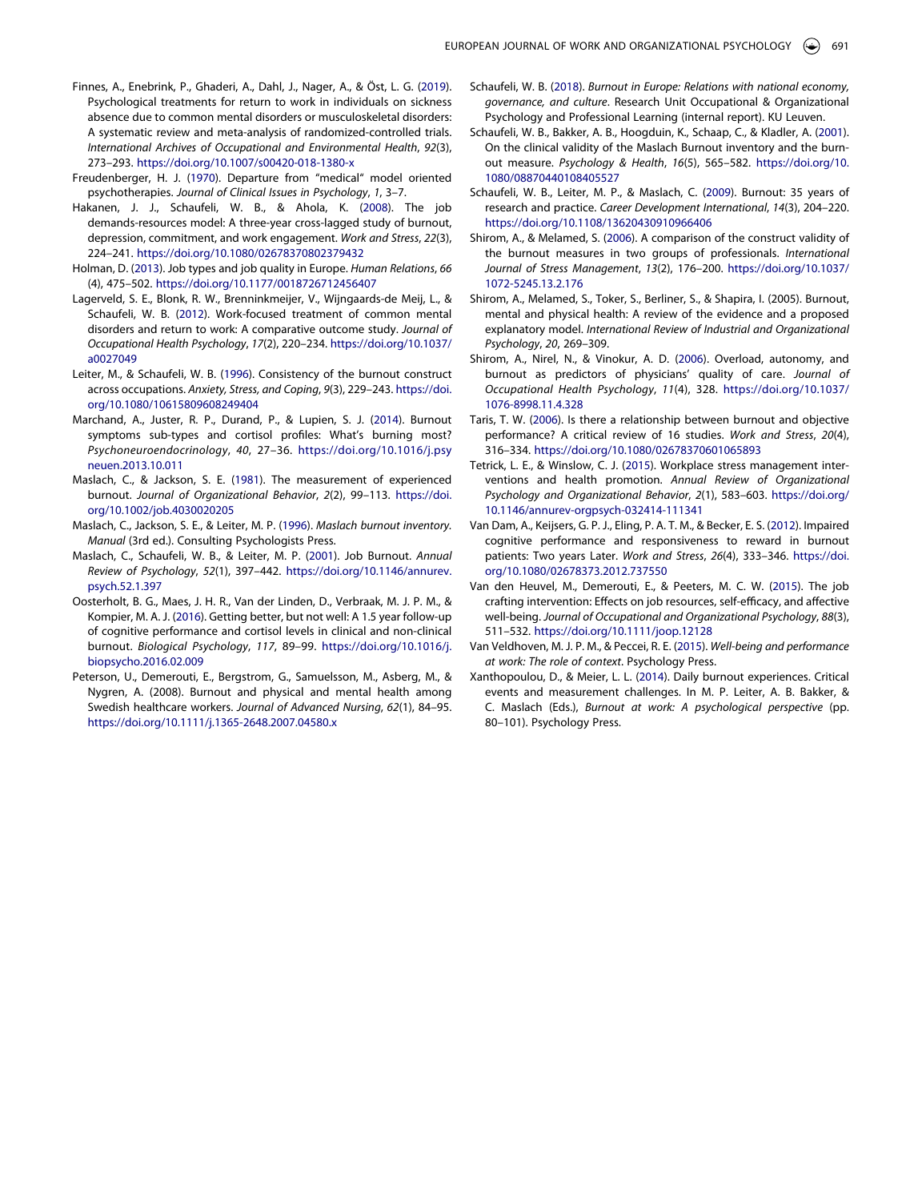Finnes, A., Enebrink, P., Ghaderi, A., Dahl, J., Nager, A., & Öst, L. G. (2019). Psychological treatments for return to work in individuals on sickness absence due to common mental disorders or musculoskeletal disorders: A systematic review and meta-analysis of randomized-controlled trials. *International Archives of Occupational and Environmental Health*, *92*(3), 273–293. https://doi.org/10.1007/s00420-018-1380-x

Freudenberger, H. J. (1970). Departure from "medical" model oriented psychotherapies. *Journal of Clinical Issues in Psychology*, *1*, 3–7.

Hakanen, J. J., Schaufeli, W. B., & Ahola, K. (2008). The job demands-resources model: A three-year cross-lagged study of burnout, depression, commitment, and work engagement. *Work and Stress*, *22*(3), 224–241. https://doi.org/10.1080/02678370802379432

Holman, D. (2013). Job types and job quality in Europe. *Human Relations*, *66* (4), 475–502. https://doi.org/10.1177/0018726712456407

Lagerveld, S. E., Blonk, R. W., Brenninkmeijer, V., Wijngaards-de Meij, L., & Schaufeli, W. B. (2012). Work-focused treatment of common mental disorders and return to work: A comparative outcome study. *Journal of Occupational Health Psychology*, *17*(2), 220–234. https://doi.org/10.1037/a0027049

Leiter, M., & Schaufeli, W. B. (1996). Consistency of the burnout construct across occupations. *Anxiety, Stress, and Coping*, *9*(3), 229–243. https://doi.org/10.1080/10615809608249404

Marchand, A., Juster, R. P., Durand, P., & Lupien, S. J. (2014). Burnout symptoms sub-types and cortisol profiles: What's burning most? *Psychoneuroendocrinology*, *40*, 27–36. https://doi.org/10.1016/j.psyneuen.2013.10.011

Maslach, C., & Jackson, S. E. (1981). The measurement of experienced burnout. *Journal of Organizational Behavior*, *2*(2), 99–113. https://doi.org/10.1002/job.4030020205

Maslach, C., Jackson, S. E., & Leiter, M. P. (1996). *Maslach burnout inventory. Manual* (3rd ed.). Consulting Psychologists Press.

Maslach, C., Schaufeli, W. B., & Leiter, M. P. (2001). Job Burnout. *Annual Review of Psychology*, *52*(1), 397–442. https://doi.org/10.1146/annurev.psych.52.1.397

Oosterholt, B. G., Maes, J. H. R., Van der Linden, D., Verbraak, M. J. P. M., & Kompier, M. A. J. (2016). Getting better, but not well: A 1.5 year follow-up of cognitive performance and cortisol levels in clinical and non-clinical burnout. *Biological Psychology*, *117*, 89–99. https://doi.org/10.1016/j.biopsycho.2016.02.009

Peterson, U., Demerouti, E., Bergstrom, G., Samuelsson, M., Asberg, M., & Nygren, A. (2008). Burnout and physical and mental health among Swedish healthcare workers. *Journal of Advanced Nursing*, *62*(1), 84–95. https://doi.org/10.1111/j.1365-2648.2007.04580.x

Schaufeli, W. B. (2018). *Burnout in Europe: Relations with national economy, governance, and culture*. Research Unit Occupational & Organizational Psychology and Professional Learning (internal report). KU Leuven.

Schaufeli, W. B., Bakker, A. B., Hoogduin, K., Schaap, C., & Kladler, A. (2001). On the clinical validity of the Maslach Burnout inventory and the burnout measure. *Psychology & Health*, *16*(5), 565–582. https://doi.org/10.1080/08870440108405527

Schaufeli, W. B., Leiter, M. P., & Maslach, C. (2009). Burnout: 35 years of research and practice. *Career Development International*, *14*(3), 204–220. https://doi.org/10.1108/13620430910966406

Shirom, A., & Melamed, S. (2006). A comparison of the construct validity of the burnout measures in two groups of professionals. *International Journal of Stress Management*, *13*(2), 176–200. https://doi.org/10.1037/1072-5245.13.2.176

Shirom, A., Melamed, S., Toker, S., Berliner, S., & Shapira, I. (2005). Burnout, mental and physical health: A review of the evidence and a proposed explanatory model. *International Review of Industrial and Organizational Psychology*, *20*, 269–309.

Shirom, A., Nirel, N., & Vinokur, A. D. (2006). Overload, autonomy, and burnout as predictors of physicians' quality of care. *Journal of Occupational Health Psychology*, *11*(4), 328. https://doi.org/10.1037/1076-8998.11.4.328

Taris, T. W. (2006). Is there a relationship between burnout and objective performance? A critical review of 16 studies. *Work and Stress*, *20*(4), 316–334. https://doi.org/10.1080/02678370601065893

Tetrick, L. E., & Winslow, C. J. (2015). Workplace stress management interventions and health promotion. *Annual Review of Organizational Psychology and Organizational Behavior*, *2*(1), 583–603. https://doi.org/10.1146/annurev-orgpsych-032414-111341

Van Dam, A., Keijsers, G. P. J., Eling, P. A. T. M., & Becker, E. S. (2012). Impaired cognitive performance and responsiveness to reward in burnout patients: Two years Later. *Work and Stress*, *26*(4), 333–346. https://doi.org/10.1080/02678373.2012.737550

Van den Heuvel, M., Demerouti, E., & Peeters, M. C. W. (2015). The job crafting intervention: Effects on job resources, self-efficacy, and affective well-being. *Journal of Occupational and Organizational Psychology*, *88*(3), 511–532. https://doi.org/10.1111/joop.12128

Van Veldhoven, M. J. P. M., & Peccei, R. E. (2015). *Well-being and performance at work: The role of context*. Psychology Press.

Xanthopoulou, D., & Meier, L. L. (2014). Daily burnout experiences. Critical events and measurement challenges. In M. P. Leiter, A. B. Bakker, & C. Maslach (Eds.), *Burnout at work: A psychological perspective* (pp. 80–101). Psychology Press.